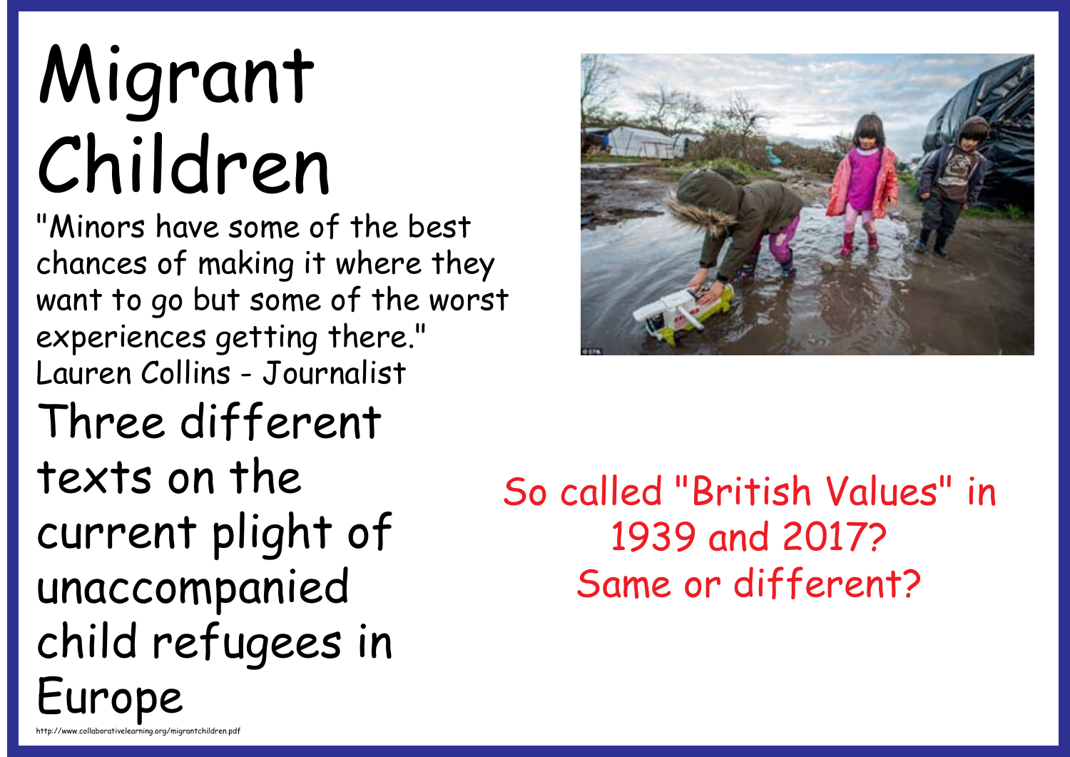# Migrant Children

"Minors have some of the best chances of making it where they want to go but some of the worst experiences getting there."
Lauren Collins - Journalist

## Three different texts on the current plight of unaccompanied child refugees in Europe

So called "British Values" in 1939 and 2017?
Same or different?

http://www.collaborativelearning.org/migrantchildren.pdf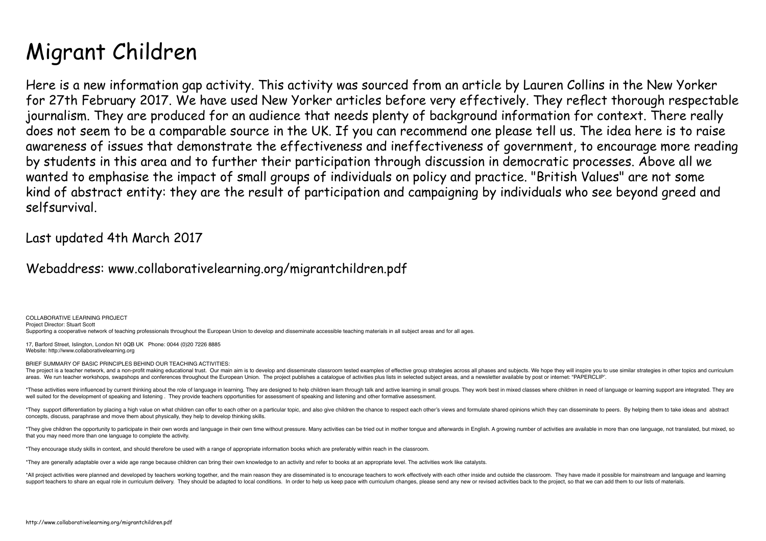# Migrant Children

Here is a new information gap activity. This activity was sourced from an article by Lauren Collins in the New Yorker for 27th February 2017. We have used New Yorker articles before very effectively. They reflect thorough respectable journalism. They are produced for an audience that needs plenty of background information for context. There really does not seem to be a comparable source in the UK. If you can recommend one please tell us. The idea here is to raise awareness of issues that demonstrate the effectiveness and ineffectiveness of government, to encourage more reading by students in this area and to further their participation through discussion in democratic processes. Above all we wanted to emphasise the impact of small groups of individuals on policy and practice. "British Values" are not some kind of abstract entity: they are the result of participation and campaigning by individuals who see beyond greed and selfsurvival.

Last updated 4th March 2017

Webaddress: www.collaborativelearning.org/migrantchildren.pdf

COLLABORATIVE LEARNING PROJECT
Project Director: Stuart Scott
Supporting a cooperative network of teaching professionals throughout the European Union to develop and disseminate accessible teaching materials in all subject areas and for all ages.

17, Barford Street, Islington, London N1 0QB UK Phone: 0044 (0)20 7226 8885
Website: http://www.collaborativelearning.org

BRIEF SUMMARY OF BASIC PRINCIPLES BEHIND OUR TEACHING ACTIVITIES:
The project is a teacher network, and a non-profit making educational trust. Our main aim is to develop and disseminate classroom tested examples of effective group strategies across all phases and subjects. We hope they will inspire you to use similar strategies in other topics and curriculum areas. We run teacher workshops, swapshops and conferences throughout the European Union. The project publishes a catalogue of activities plus lists in selected subject areas, and a newsletter available by post or internet: "PAPERCLIP".

*These activities were influenced by current thinking about the role of language in learning. They are designed to help children learn through talk and active learning in small groups. They work best in mixed classes where children in need of language or learning support are integrated. They are well suited for the development of speaking and listening . They provide teachers opportunities for assessment of speaking and listening and other formative assessment.

*They support differentiation by placing a high value on what children can offer to each other on a particular topic, and also give children the chance to respect each other's views and formulate shared opinions which they can disseminate to peers. By helping them to take ideas and abstract concepts, discuss, paraphrase and move them about physically, they help to develop thinking skills.

*They give children the opportunity to participate in their own words and language in their own time without pressure. Many activities can be tried out in mother tongue and afterwards in English. A growing number of activities are available in more than one language, not translated, but mixed, so that you may need more than one language to complete the activity.

*They encourage study skills in context, and should therefore be used with a range of appropriate information books which are preferably within reach in the classroom.

*They are generally adaptable over a wide age range because children can bring their own knowledge to an activity and refer to books at an appropriate level. The activities work like catalysts.

*All project activities were planned and developed by teachers working together, and the main reason they are disseminated is to encourage teachers to work effectively with each other inside and outside the classroom. They have made it possible for mainstream and language and learning support teachers to share an equal role in curriculum delivery. They should be adapted to local conditions. In order to help us keep pace with curriculum changes, please send any new or revised activities back to the project, so that we can add them to our lists of materials.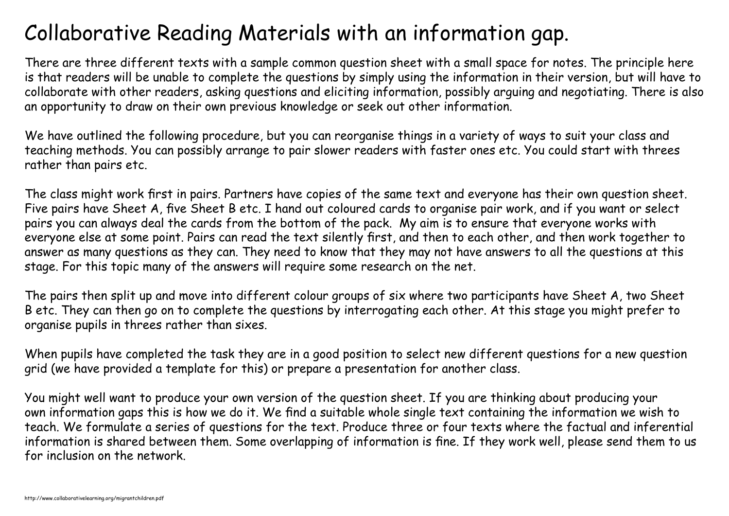# Collaborative Reading Materials with an information gap.

There are three different texts with a sample common question sheet with a small space for notes. The principle here is that readers will be unable to complete the questions by simply using the information in their version, but will have to collaborate with other readers, asking questions and eliciting information, possibly arguing and negotiating. There is also an opportunity to draw on their own previous knowledge or seek out other information.

We have outlined the following procedure, but you can reorganise things in a variety of ways to suit your class and teaching methods. You can possibly arrange to pair slower readers with faster ones etc. You could start with threes rather than pairs etc.

The class might work first in pairs. Partners have copies of the same text and everyone has their own question sheet. Five pairs have Sheet A, five Sheet B etc. I hand out coloured cards to organise pair work, and if you want or select pairs you can always deal the cards from the bottom of the pack. My aim is to ensure that everyone works with everyone else at some point. Pairs can read the text silently first, and then to each other, and then work together to answer as many questions as they can. They need to know that they may not have answers to all the questions at this stage. For this topic many of the answers will require some research on the net.

The pairs then split up and move into different colour groups of six where two participants have Sheet A, two Sheet B etc. They can then go on to complete the questions by interrogating each other. At this stage you might prefer to organise pupils in threes rather than sixes.

When pupils have completed the task they are in a good position to select new different questions for a new question grid (we have provided a template for this) or prepare a presentation for another class.

You might well want to produce your own version of the question sheet. If you are thinking about producing your own information gaps this is how we do it. We find a suitable whole single text containing the information we wish to teach. We formulate a series of questions for the text. Produce three or four texts where the factual and inferential information is shared between them. Some overlapping of information is fine. If they work well, please send them to us for inclusion on the network.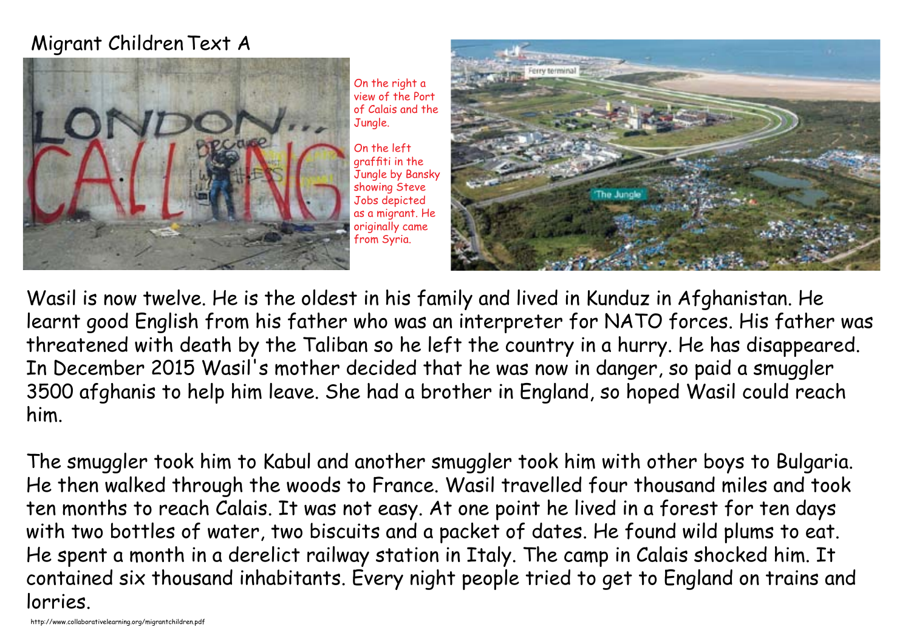# Migrant Children Text A

On the right a view of the Port of Calais and the Jungle.

On the left graffiti in the Jungle by Bansky showing Steve Jobs depicted as a migrant. He originally came from Syria.

Wasil is now twelve. He is the oldest in his family and lived in Kunduz in Afghanistan. He learnt good English from his father who was an interpreter for NATO forces. His father was threatened with death by the Taliban so he left the country in a hurry. He has disappeared. In December 2015 Wasil's mother decided that he was now in danger, so paid a smuggler 3500 afghanis to help him leave. She had a brother in England, so hoped Wasil could reach him.

The smuggler took him to Kabul and another smuggler took him with other boys to Bulgaria. He then walked through the woods to France. Wasil travelled four thousand miles and took ten months to reach Calais. It was not easy. At one point he lived in a forest for ten days with two bottles of water, two biscuits and a packet of dates. He found wild plums to eat. He spent a month in a derelict railway station in Italy. The camp in Calais shocked him. It contained six thousand inhabitants. Every night people tried to get to England on trains and lorries.

http://www.collaborativelearning.org/migrantchildren.pdf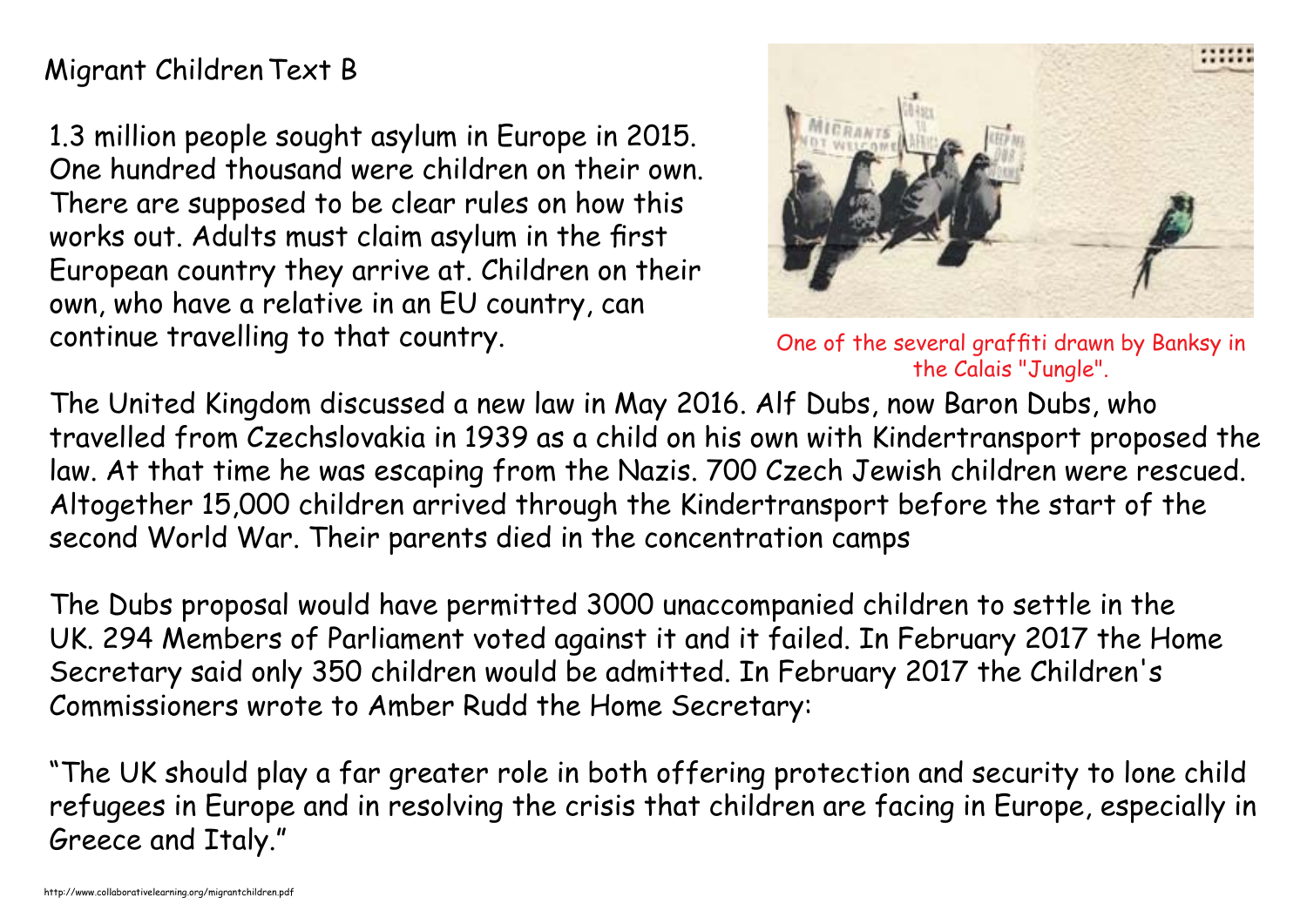# Migrant Children Text B

1.3 million people sought asylum in Europe in 2015. One hundred thousand were children on their own. There are supposed to be clear rules on how this works out. Adults must claim asylum in the first European country they arrive at. Children on their own, who have a relative in an EU country, can continue travelling to that country.

One of the several graffiti drawn by Banksy in the Calais "Jungle".

The United Kingdom discussed a new law in May 2016. Alf Dubs, now Baron Dubs, who travelled from Czechslovakia in 1939 as a child on his own with Kindertransport proposed the law. At that time he was escaping from the Nazis. 700 Czech Jewish children were rescued. Altogether 15,000 children arrived through the Kindertransport before the start of the second World War. Their parents died in the concentration camps

The Dubs proposal would have permitted 3000 unaccompanied children to settle in the UK. 294 Members of Parliament voted against it and it failed. In February 2017 the Home Secretary said only 350 children would be admitted. In February 2017 the Children's Commissioners wrote to Amber Rudd the Home Secretary:

"The UK should play a far greater role in both offering protection and security to lone child refugees in Europe and in resolving the crisis that children are facing in Europe, especially in Greece and Italy."

http://www.collaborativelearning.org/migrantchildren.pdf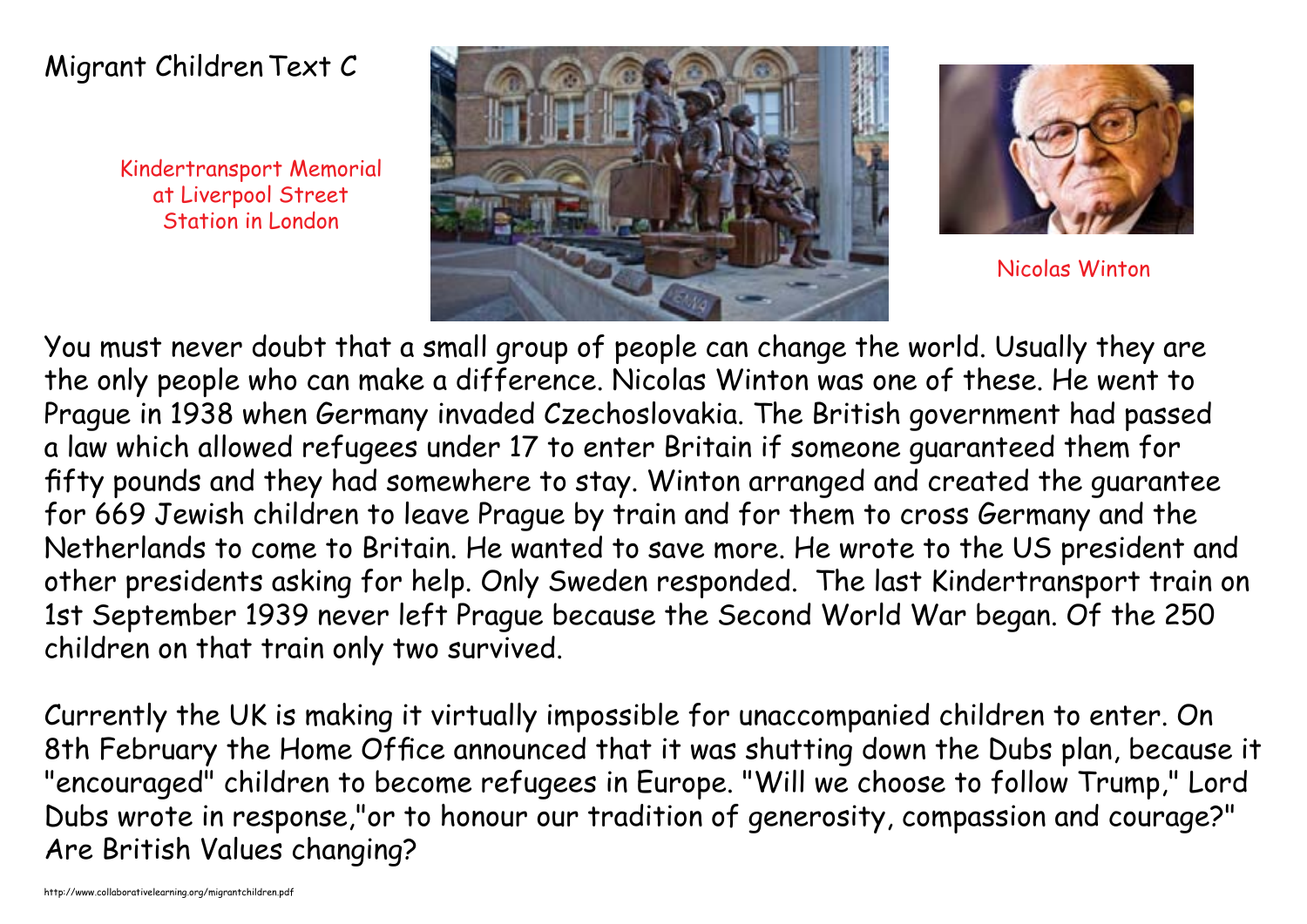# Migrant Children Text C

Kindertransport Memorial at Liverpool Street Station in London

Nicolas Winton

You must never doubt that a small group of people can change the world. Usually they are the only people who can make a difference. Nicolas Winton was one of these. He went to Prague in 1938 when Germany invaded Czechoslovakia. The British government had passed a law which allowed refugees under 17 to enter Britain if someone guaranteed them for fifty pounds and they had somewhere to stay. Winton arranged and created the guarantee for 669 Jewish children to leave Prague by train and for them to cross Germany and the Netherlands to come to Britain. He wanted to save more. He wrote to the US president and other presidents asking for help. Only Sweden responded. The last Kindertransport train on 1st September 1939 never left Prague because the Second World War began. Of the 250 children on that train only two survived.

Currently the UK is making it virtually impossible for unaccompanied children to enter. On 8th February the Home Office announced that it was shutting down the Dubs plan, because it "encouraged" children to become refugees in Europe. "Will we choose to follow Trump," Lord Dubs wrote in response,"or to honour our tradition of generosity, compassion and courage?" Are British Values changing?

http://www.collaborativelearning.org/migrantchildren.pdf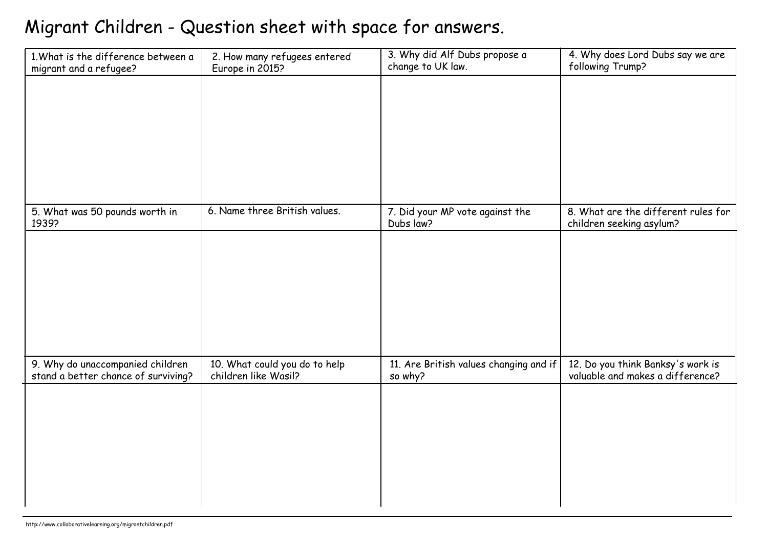# Migrant Children - Question sheet with space for answers.

| 1.What is the difference between a migrant and a refugee? | 2. How many refugees entered Europe in 2015? | 3. Why did Alf Dubs propose a change to UK law. | 4. Why does Lord Dubs say we are following Trump? |
|---|---|---|---|
| | | | |
| 5. What was 50 pounds worth in 1939? | 6. Name three British values. | 7. Did your MP vote against the Dubs law? | 8. What are the different rules for children seeking asylum? |
| | | | |
| 9. Why do unaccompanied children stand a better chance of surviving? | 10. What could you do to help children like Wasil? | 11. Are British values changing and if so why? | 12. Do you think Banksy's work is valuable and makes a difference? |
| | | | |

http://www.collaborativelearning.org/migrantchildren.pdf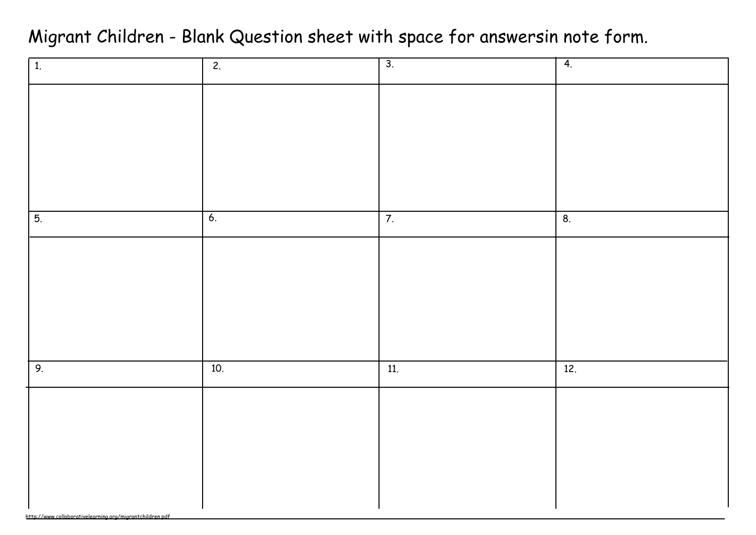# Migrant Children - Blank Question sheet with space for answersin note form.

| 1. | 2. | 3. | 4. |
|---|---|---|---|
| | | | |
| 5. | 6. | 7. | 8. |
| | | | |
| 9. | 10. | 11. | 12. |
| | | | |

http://www.collaborativelearning.org/migrantchildren.pdf